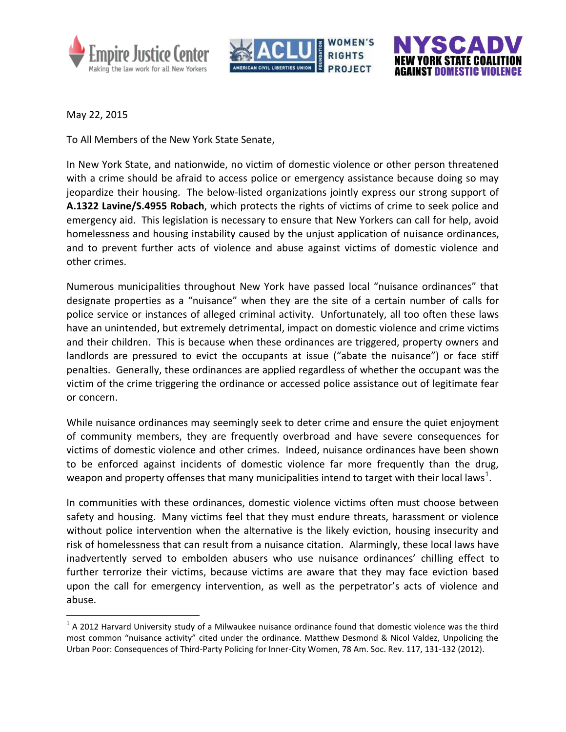Empire Justice Center — Making the law work for all New Yorkers

ACLU Foundation — American Civil Liberties Union — Women's Rights Project

NYSCADV — New York State Coalition Against Domestic Violence

May 22, 2015

To All Members of the New York State Senate,

In New York State, and nationwide, no victim of domestic violence or other person threatened with a crime should be afraid to access police or emergency assistance because doing so may jeopardize their housing. The below-listed organizations jointly express our strong support of **A.1322 Lavine/S.4955 Robach**, which protects the rights of victims of crime to seek police and emergency aid. This legislation is necessary to ensure that New Yorkers can call for help, avoid homelessness and housing instability caused by the unjust application of nuisance ordinances, and to prevent further acts of violence and abuse against victims of domestic violence and other crimes.

Numerous municipalities throughout New York have passed local "nuisance ordinances" that designate properties as a "nuisance" when they are the site of a certain number of calls for police service or instances of alleged criminal activity. Unfortunately, all too often these laws have an unintended, but extremely detrimental, impact on domestic violence and crime victims and their children. This is because when these ordinances are triggered, property owners and landlords are pressured to evict the occupants at issue ("abate the nuisance") or face stiff penalties. Generally, these ordinances are applied regardless of whether the occupant was the victim of the crime triggering the ordinance or accessed police assistance out of legitimate fear or concern.

While nuisance ordinances may seemingly seek to deter crime and ensure the quiet enjoyment of community members, they are frequently overbroad and have severe consequences for victims of domestic violence and other crimes. Indeed, nuisance ordinances have been shown to be enforced against incidents of domestic violence far more frequently than the drug, weapon and property offenses that many municipalities intend to target with their local laws[1].

In communities with these ordinances, domestic violence victims often must choose between safety and housing. Many victims feel that they must endure threats, harassment or violence without police intervention when the alternative is the likely eviction, housing insecurity and risk of homelessness that can result from a nuisance citation. Alarmingly, these local laws have inadvertently served to embolden abusers who use nuisance ordinances' chilling effect to further terrorize their victims, because victims are aware that they may face eviction based upon the call for emergency intervention, as well as the perpetrator's acts of violence and abuse.

---

[1] A 2012 Harvard University study of a Milwaukee nuisance ordinance found that domestic violence was the third most common "nuisance activity" cited under the ordinance. Matthew Desmond & Nicol Valdez, Unpolicing the Urban Poor: Consequences of Third-Party Policing for Inner-City Women, 78 Am. Soc. Rev. 117, 131-132 (2012).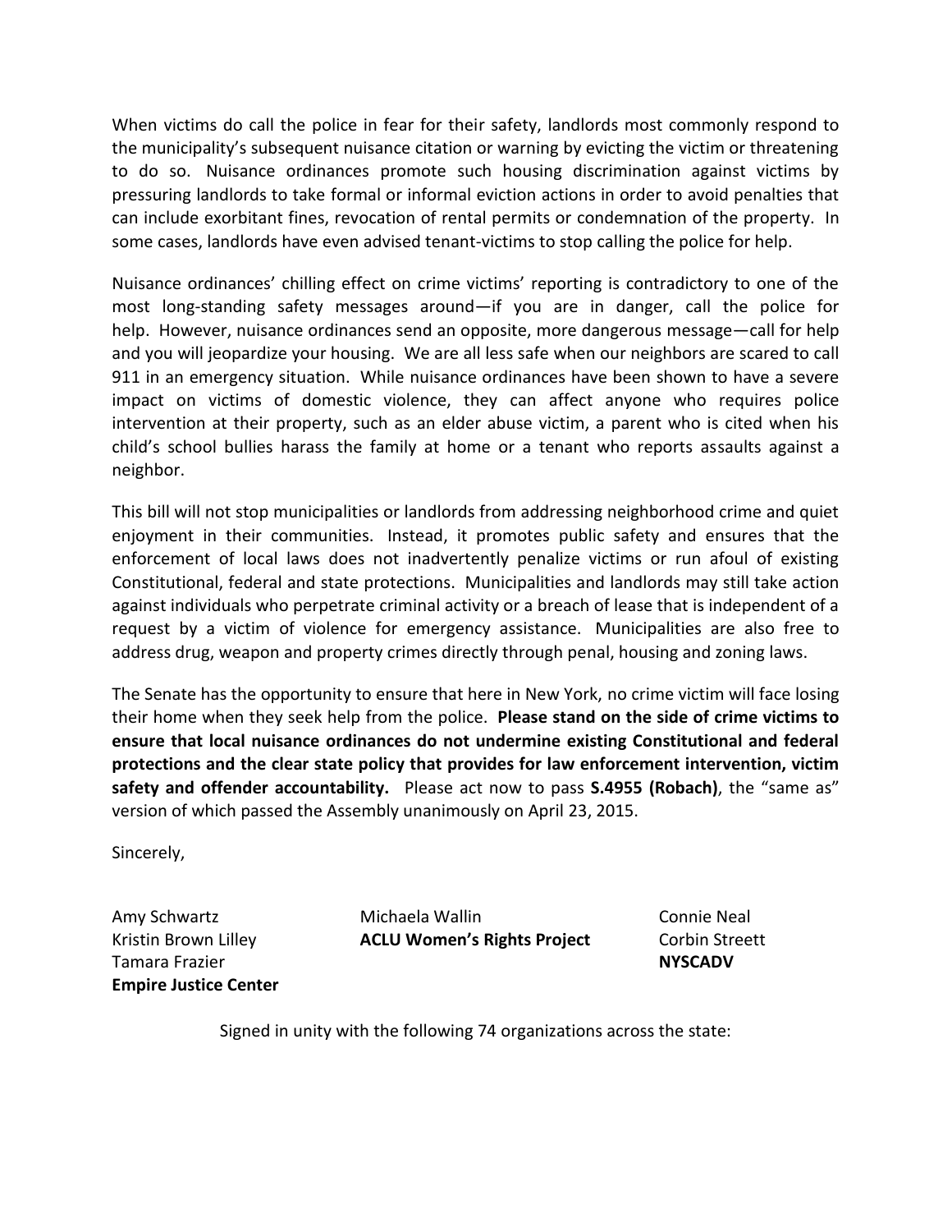When victims do call the police in fear for their safety, landlords most commonly respond to the municipality's subsequent nuisance citation or warning by evicting the victim or threatening to do so. Nuisance ordinances promote such housing discrimination against victims by pressuring landlords to take formal or informal eviction actions in order to avoid penalties that can include exorbitant fines, revocation of rental permits or condemnation of the property. In some cases, landlords have even advised tenant-victims to stop calling the police for help.

Nuisance ordinances' chilling effect on crime victims' reporting is contradictory to one of the most long-standing safety messages around—if you are in danger, call the police for help. However, nuisance ordinances send an opposite, more dangerous message—call for help and you will jeopardize your housing. We are all less safe when our neighbors are scared to call 911 in an emergency situation. While nuisance ordinances have been shown to have a severe impact on victims of domestic violence, they can affect anyone who requires police intervention at their property, such as an elder abuse victim, a parent who is cited when his child's school bullies harass the family at home or a tenant who reports assaults against a neighbor.

This bill will not stop municipalities or landlords from addressing neighborhood crime and quiet enjoyment in their communities. Instead, it promotes public safety and ensures that the enforcement of local laws does not inadvertently penalize victims or run afoul of existing Constitutional, federal and state protections. Municipalities and landlords may still take action against individuals who perpetrate criminal activity or a breach of lease that is independent of a request by a victim of violence for emergency assistance. Municipalities are also free to address drug, weapon and property crimes directly through penal, housing and zoning laws.

The Senate has the opportunity to ensure that here in New York, no crime victim will face losing their home when they seek help from the police. **Please stand on the side of crime victims to ensure that local nuisance ordinances do not undermine existing Constitutional and federal protections and the clear state policy that provides for law enforcement intervention, victim safety and offender accountability.** Please act now to pass **S.4955 (Robach)**, the "same as" version of which passed the Assembly unanimously on April 23, 2015.

Sincerely,

Amy Schwartz
Kristin Brown Lilley
Tamara Frazier
**Empire Justice Center**

Michaela Wallin
**ACLU Women's Rights Project**

Connie Neal
Corbin Streett
**NYSCADV**

Signed in unity with the following 74 organizations across the state: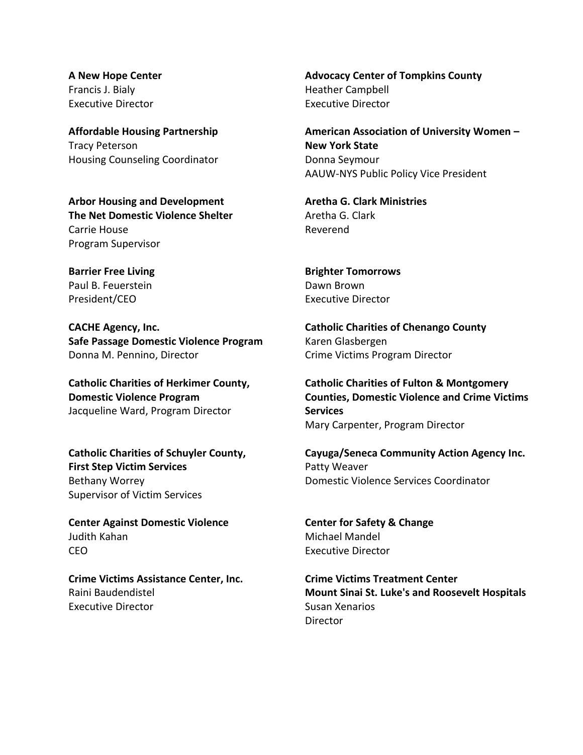**A New Hope Center**
Francis J. Bialy
Executive Director

**Advocacy Center of Tompkins County**
Heather Campbell
Executive Director

**Affordable Housing Partnership**
Tracy Peterson
Housing Counseling Coordinator

**American Association of University Women – New York State**
Donna Seymour
AAUW-NYS Public Policy Vice President

**Arbor Housing and Development**
**The Net Domestic Violence Shelter**
Carrie House
Program Supervisor

**Aretha G. Clark Ministries**
Aretha G. Clark
Reverend

**Barrier Free Living**
Paul B. Feuerstein
President/CEO

**Brighter Tomorrows**
Dawn Brown
Executive Director

**CACHE Agency, Inc.**
**Safe Passage Domestic Violence Program**
Donna M. Pennino, Director

**Catholic Charities of Chenango County**
Karen Glasbergen
Crime Victims Program Director

**Catholic Charities of Herkimer County, Domestic Violence Program**
Jacqueline Ward, Program Director

**Catholic Charities of Fulton & Montgomery Counties, Domestic Violence and Crime Victims Services**
Mary Carpenter, Program Director

**Catholic Charities of Schuyler County, First Step Victim Services**
Bethany Worrey
Supervisor of Victim Services

**Cayuga/Seneca Community Action Agency Inc.**
Patty Weaver
Domestic Violence Services Coordinator

**Center Against Domestic Violence**
Judith Kahan
CEO

**Center for Safety & Change**
Michael Mandel
Executive Director

**Crime Victims Assistance Center, Inc.**
Raini Baudendistel
Executive Director

**Crime Victims Treatment Center**
**Mount Sinai St. Luke's and Roosevelt Hospitals**
Susan Xenarios
Director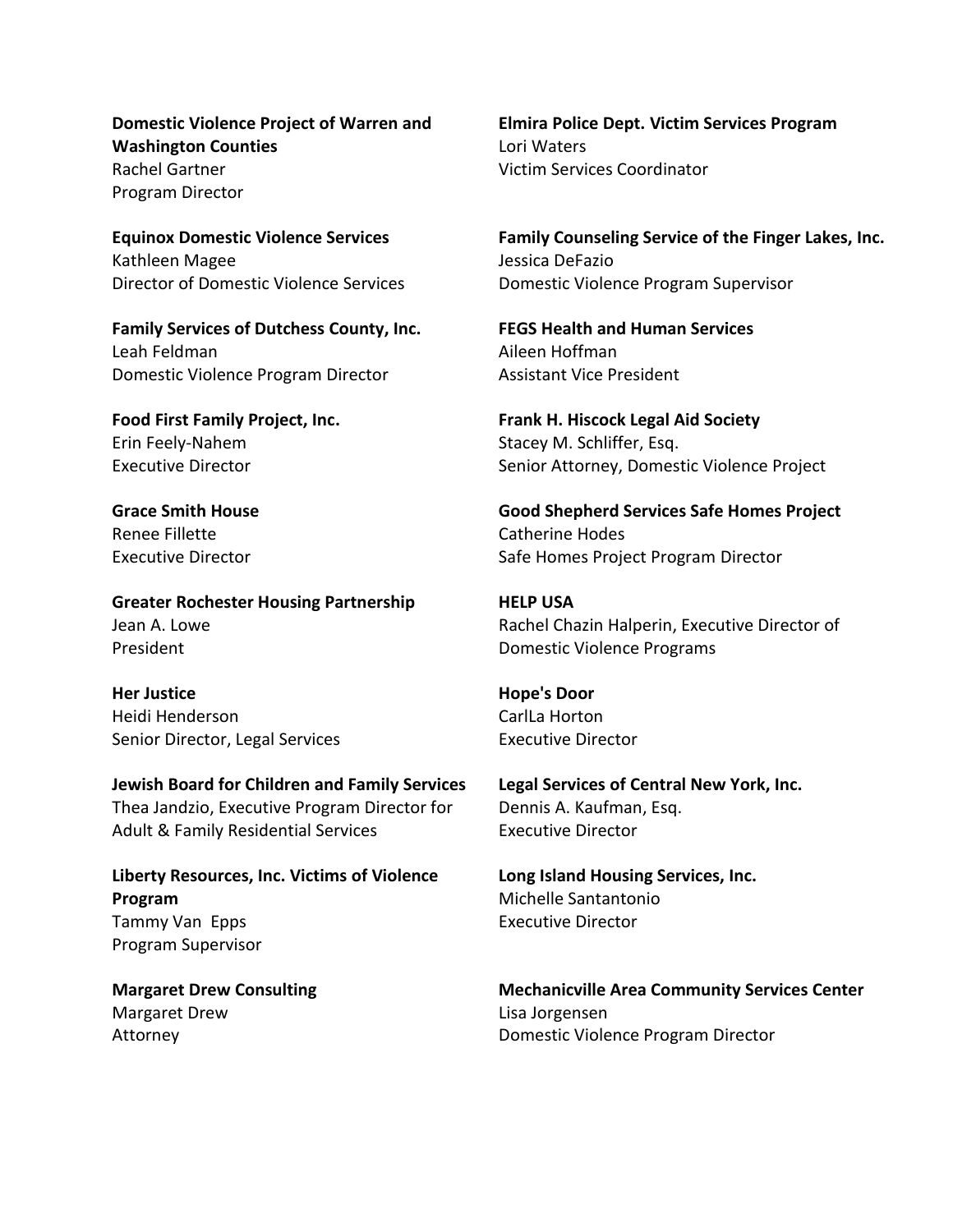**Domestic Violence Project of Warren and Washington Counties**
Rachel Gartner
Program Director

**Elmira Police Dept. Victim Services Program**
Lori Waters
Victim Services Coordinator

**Equinox Domestic Violence Services**
Kathleen Magee
Director of Domestic Violence Services

**Family Counseling Service of the Finger Lakes, Inc.**
Jessica DeFazio
Domestic Violence Program Supervisor

**Family Services of Dutchess County, Inc.**
Leah Feldman
Domestic Violence Program Director

**FEGS Health and Human Services**
Aileen Hoffman
Assistant Vice President

**Food First Family Project, Inc.**
Erin Feely-Nahem
Executive Director

**Frank H. Hiscock Legal Aid Society**
Stacey M. Schliffer, Esq.
Senior Attorney, Domestic Violence Project

**Grace Smith House**
Renee Fillette
Executive Director

**Good Shepherd Services Safe Homes Project**
Catherine Hodes
Safe Homes Project Program Director

**Greater Rochester Housing Partnership**
Jean A. Lowe
President

**HELP USA**
Rachel Chazin Halperin, Executive Director of Domestic Violence Programs

**Her Justice**
Heidi Henderson
Senior Director, Legal Services

**Hope's Door**
CarlLa Horton
Executive Director

**Jewish Board for Children and Family Services**
Thea Jandzio, Executive Program Director for Adult & Family Residential Services

**Legal Services of Central New York, Inc.**
Dennis A. Kaufman, Esq.
Executive Director

**Liberty Resources, Inc. Victims of Violence Program**
Tammy Van Epps
Program Supervisor

**Long Island Housing Services, Inc.**
Michelle Santantonio
Executive Director

**Margaret Drew Consulting**
Margaret Drew
Attorney

**Mechanicville Area Community Services Center**
Lisa Jorgensen
Domestic Violence Program Director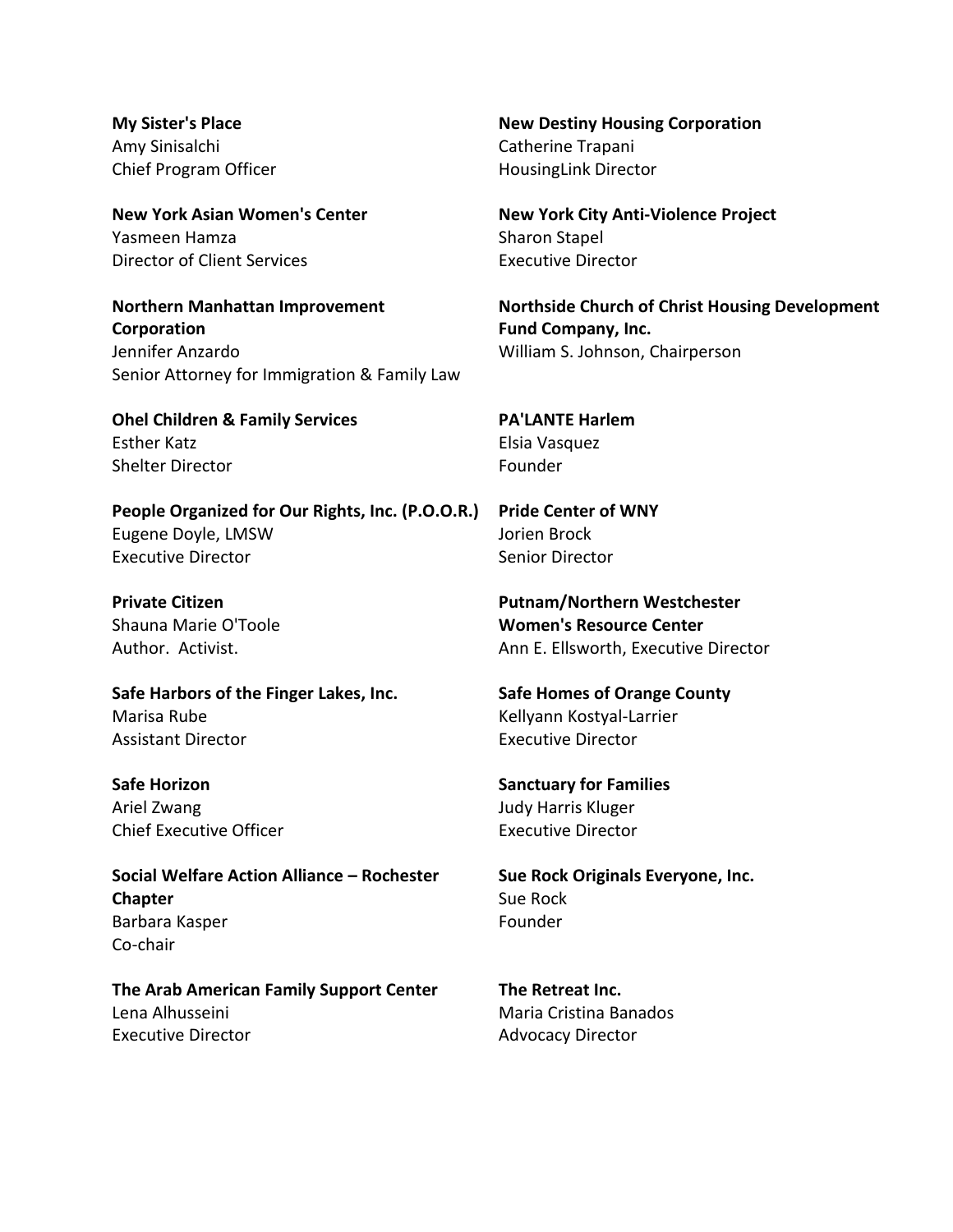**My Sister's Place**
Amy Sinisalchi
Chief Program Officer

**New Destiny Housing Corporation**
Catherine Trapani
HousingLink Director

**New York Asian Women's Center**
Yasmeen Hamza
Director of Client Services

**New York City Anti-Violence Project**
Sharon Stapel
Executive Director

**Northern Manhattan Improvement Corporation**
Jennifer Anzardo
Senior Attorney for Immigration & Family Law

**Northside Church of Christ Housing Development Fund Company, Inc.**
William S. Johnson, Chairperson

**Ohel Children & Family Services**
Esther Katz
Shelter Director

**PA'LANTE Harlem**
Elsia Vasquez
Founder

**People Organized for Our Rights, Inc. (P.O.O.R.)**
Eugene Doyle, LMSW
Executive Director

**Pride Center of WNY**
Jorien Brock
Senior Director

**Private Citizen**
Shauna Marie O'Toole
Author. Activist.

**Putnam/Northern Westchester Women's Resource Center**
Ann E. Ellsworth, Executive Director

**Safe Harbors of the Finger Lakes, Inc.**
Marisa Rube
Assistant Director

**Safe Homes of Orange County**
Kellyann Kostyal-Larrier
Executive Director

**Safe Horizon**
Ariel Zwang
Chief Executive Officer

**Sanctuary for Families**
Judy Harris Kluger
Executive Director

**Social Welfare Action Alliance – Rochester Chapter**
Barbara Kasper
Co-chair

**Sue Rock Originals Everyone, Inc.**
Sue Rock
Founder

**The Arab American Family Support Center**
Lena Alhusseini
Executive Director

**The Retreat Inc.**
Maria Cristina Banados
Advocacy Director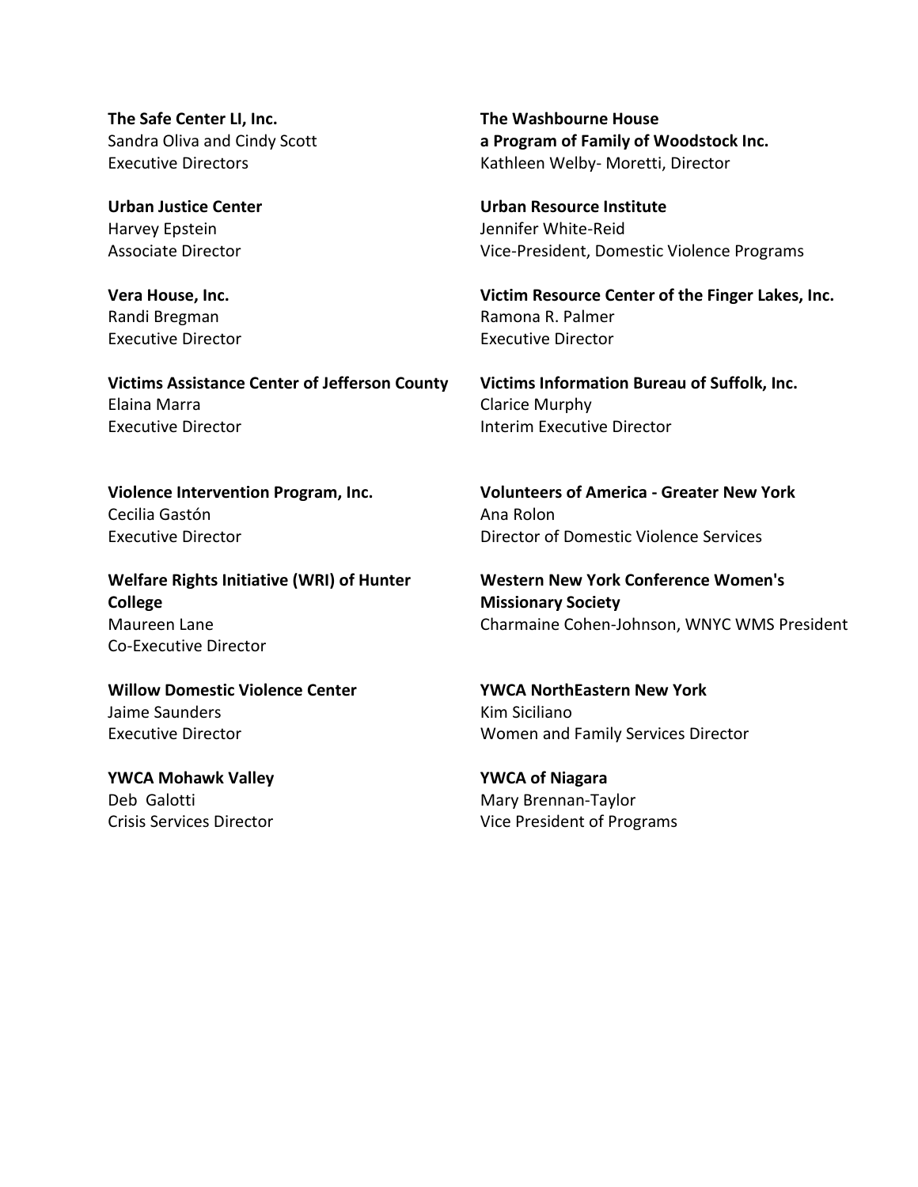**The Safe Center LI, Inc.**
Sandra Oliva and Cindy Scott
Executive Directors

**The Washbourne House a Program of Family of Woodstock Inc.**
Kathleen Welby- Moretti, Director

**Urban Justice Center**
Harvey Epstein
Associate Director

**Urban Resource Institute**
Jennifer White-Reid
Vice-President, Domestic Violence Programs

**Vera House, Inc.**
Randi Bregman
Executive Director

**Victim Resource Center of the Finger Lakes, Inc.**
Ramona R. Palmer
Executive Director

**Victims Assistance Center of Jefferson County**
Elaina Marra
Executive Director

**Victims Information Bureau of Suffolk, Inc.**
Clarice Murphy
Interim Executive Director

**Violence Intervention Program, Inc.**
Cecilia Gastón
Executive Director

**Volunteers of America - Greater New York**
Ana Rolon
Director of Domestic Violence Services

**Welfare Rights Initiative (WRI) of Hunter College**
Maureen Lane
Co-Executive Director

**Western New York Conference Women's Missionary Society**
Charmaine Cohen-Johnson, WNYC WMS President

**Willow Domestic Violence Center**
Jaime Saunders
Executive Director

**YWCA NorthEastern New York**
Kim Siciliano
Women and Family Services Director

**YWCA Mohawk Valley**
Deb Galotti
Crisis Services Director

**YWCA of Niagara**
Mary Brennan-Taylor
Vice President of Programs